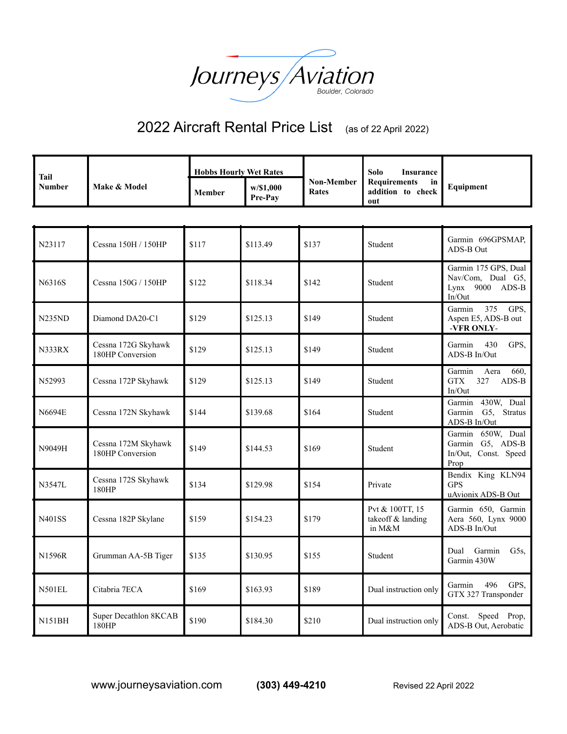# Journeys Aviation

Boulder, Colorado

## 2022 Aircraft Rental Price List (as of 22 April 2022)

| Tail Number | Make & Model | Hobbs Hourly Wet Rates | | Non-Member Rates | Solo Insurance Requirements in addition to check out | Equipment |
|---|---|---|---|---|---|---|
| | | **Member** | **w/$1,000 Pre-Pay** | | | |
| N23117 | Cessna 150H / 150HP | $117 | $113.49 | $137 | Student | Garmin 696GPSMAP, ADS-B Out |
| N6316S | Cessna 150G / 150HP | $122 | $118.34 | $142 | Student | Garmin 175 GPS, Dual Nav/Com, Dual G5, Lynx 9000 ADS-B In/Out |
| N235ND | Diamond DA20-C1 | $129 | $125.13 | $149 | Student | Garmin 375 GPS, Aspen E5, ADS-B out **-VFR ONLY-** |
| N333RX | Cessna 172G Skyhawk 180HP Conversion | $129 | $125.13 | $149 | Student | Garmin 430 GPS, ADS-B In/Out |
| N52993 | Cessna 172P Skyhawk | $129 | $125.13 | $149 | Student | Garmin Aera 660, GTX 327 ADS-B In/Out |
| N6694E | Cessna 172N Skyhawk | $144 | $139.68 | $164 | Student | Garmin 430W, Dual Garmin G5, Stratus ADS-B In/Out |
| N9049H | Cessna 172M Skyhawk 180HP Conversion | $149 | $144.53 | $169 | Student | Garmin 650W, Dual Garmin G5, ADS-B In/Out, Const. Speed Prop |
| N3547L | Cessna 172S Skyhawk 180HP | $134 | $129.98 | $154 | Private | Bendix King KLN94 GPS uAvionix ADS-B Out |
| N401SS | Cessna 182P Skylane | $159 | $154.23 | $179 | Pvt & 100TT, 15 takeoff & landing in M&M | Garmin 650, Garmin Aera 560, Lynx 9000 ADS-B In/Out |
| N1596R | Grumman AA-5B Tiger | $135 | $130.95 | $155 | Student | Dual Garmin G5s, Garmin 430W |
| N501EL | Citabria 7ECA | $169 | $163.93 | $189 | Dual instruction only | Garmin 496 GPS, GTX 327 Transponder |
| N151BH | Super Decathlon 8KCAB 180HP | $190 | $184.30 | $210 | Dual instruction only | Const. Speed Prop, ADS-B Out, Aerobatic |

www.journeysaviation.com **(303) 449-4210** Revised 22 April 2022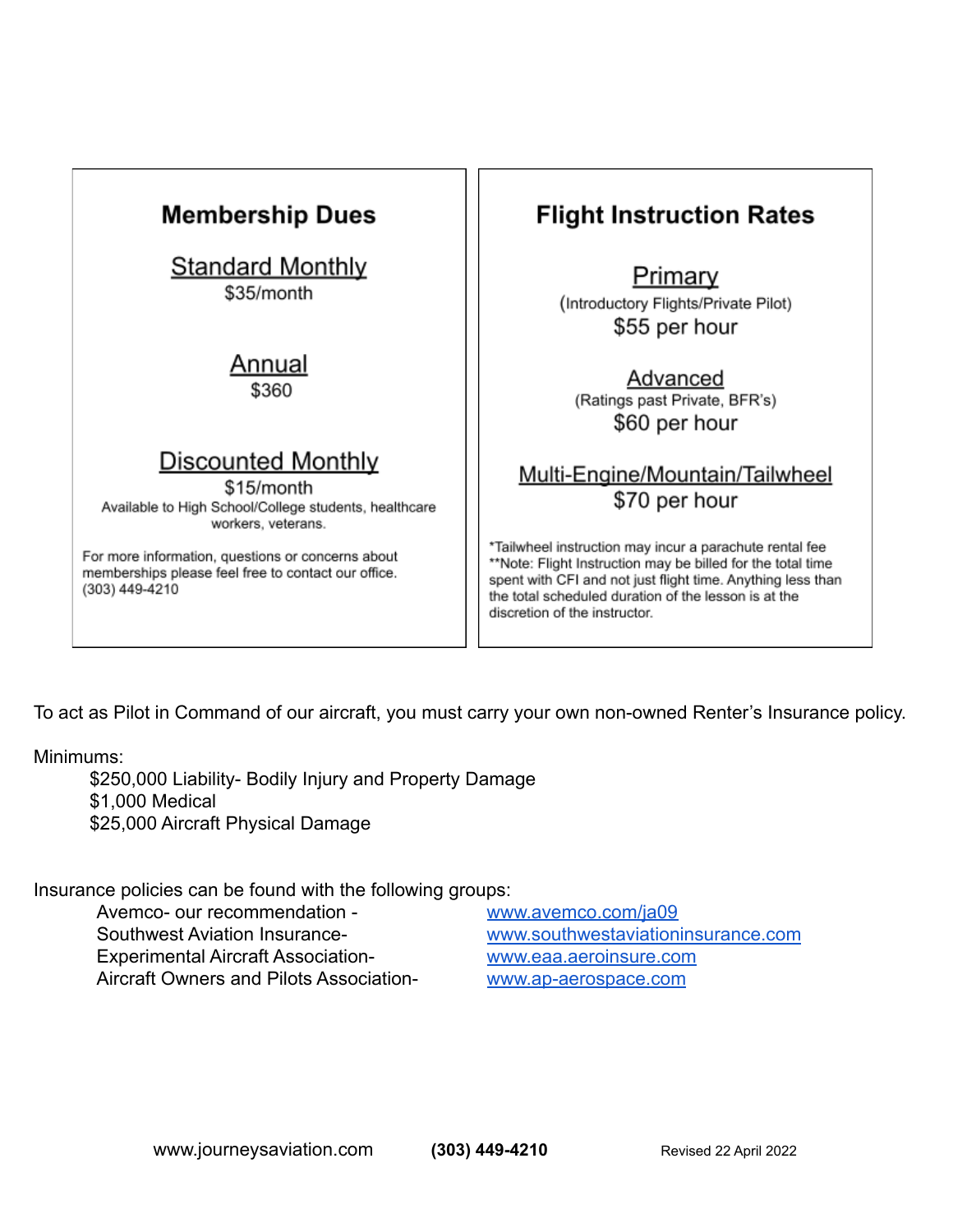## Membership Dues

**Standard Monthly**
$35/month

**Annual**
$360

**Discounted Monthly**
$15/month
Available to High School/College students, healthcare workers, veterans.

For more information, questions or concerns about memberships please feel free to contact our office. (303) 449-4210

## Flight Instruction Rates

**Primary**
(Introductory Flights/Private Pilot)
$55 per hour

**Advanced**
(Ratings past Private, BFR's)
$60 per hour

**Multi-Engine/Mountain/Tailwheel**
$70 per hour

*Tailwheel instruction may incur a parachute rental fee
**Note: Flight Instruction may be billed for the total time spent with CFI and not just flight time. Anything less than the total scheduled duration of the lesson is at the discretion of the instructor.

To act as Pilot in Command of our aircraft, you must carry your own non-owned Renter's Insurance policy.

Minimums:

- $250,000 Liability- Bodily Injury and Property Damage
- $1,000 Medical
- $25,000 Aircraft Physical Damage

Insurance policies can be found with the following groups:

| | |
|---|---|
| Avemco- our recommendation - | www.avemco.com/ja09 |
| Southwest Aviation Insurance- | www.southwestaviationinsurance.com |
| Experimental Aircraft Association- | www.eaa.aeroinsure.com |
| Aircraft Owners and Pilots Association- | www.ap-aerospace.com |

www.journeysaviation.com **(303) 449-4210** Revised 22 April 2022